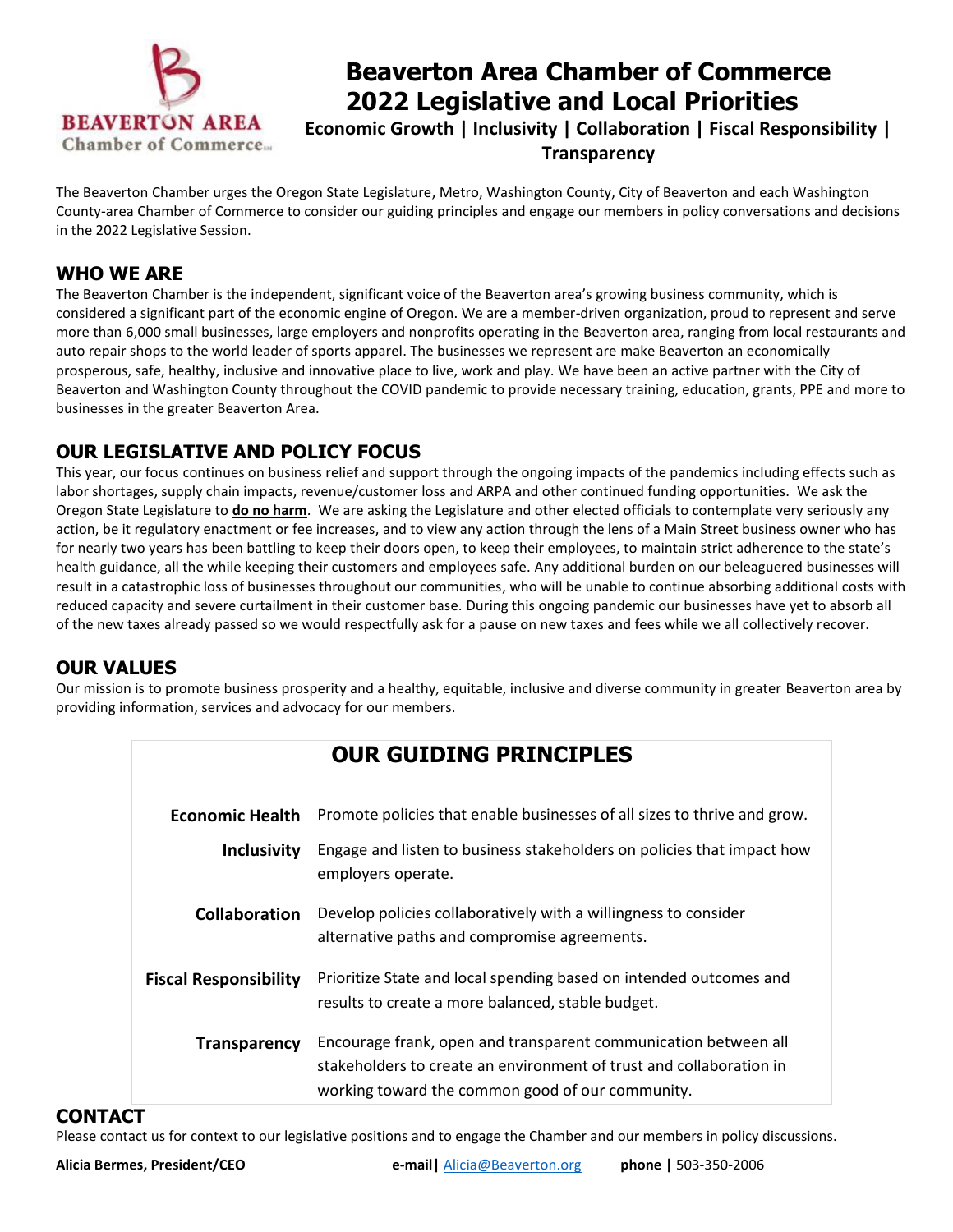# Beaverton Area Chamber of Commerce 2022 Legislative and Local Priorities

**Economic Growth | Inclusivity | Collaboration | Fiscal Responsibility | Transparency**

The Beaverton Chamber urges the Oregon State Legislature, Metro, Washington County, City of Beaverton and each Washington County-area Chamber of Commerce to consider our guiding principles and engage our members in policy conversations and decisions in the 2022 Legislative Session.

## WHO WE ARE

The Beaverton Chamber is the independent, significant voice of the Beaverton area's growing business community, which is considered a significant part of the economic engine of Oregon. We are a member-driven organization, proud to represent and serve more than 6,000 small businesses, large employers and nonprofits operating in the Beaverton area, ranging from local restaurants and auto repair shops to the world leader of sports apparel. The businesses we represent are make Beaverton an economically prosperous, safe, healthy, inclusive and innovative place to live, work and play. We have been an active partner with the City of Beaverton and Washington County throughout the COVID pandemic to provide necessary training, education, grants, PPE and more to businesses in the greater Beaverton Area.

## OUR LEGISLATIVE AND POLICY FOCUS

This year, our focus continues on business relief and support through the ongoing impacts of the pandemics including effects such as labor shortages, supply chain impacts, revenue/customer loss and ARPA and other continued funding opportunities. We ask the Oregon State Legislature to **do no harm**. We are asking the Legislature and other elected officials to contemplate very seriously any action, be it regulatory enactment or fee increases, and to view any action through the lens of a Main Street business owner who has for nearly two years has been battling to keep their doors open, to keep their employees, to maintain strict adherence to the state's health guidance, all the while keeping their customers and employees safe. Any additional burden on our beleaguered businesses will result in a catastrophic loss of businesses throughout our communities, who will be unable to continue absorbing additional costs with reduced capacity and severe curtailment in their customer base. During this ongoing pandemic our businesses have yet to absorb all of the new taxes already passed so we would respectfully ask for a pause on new taxes and fees while we all collectively recover.

## OUR VALUES

Our mission is to promote business prosperity and a healthy, equitable, inclusive and diverse community in greater Beaverton area by providing information, services and advocacy for our members.

## OUR GUIDING PRINCIPLES

| | |
|---|---|
| **Economic Health** | Promote policies that enable businesses of all sizes to thrive and grow. |
| **Inclusivity** | Engage and listen to business stakeholders on policies that impact how employers operate. |
| **Collaboration** | Develop policies collaboratively with a willingness to consider alternative paths and compromise agreements. |
| **Fiscal Responsibility** | Prioritize State and local spending based on intended outcomes and results to create a more balanced, stable budget. |
| **Transparency** | Encourage frank, open and transparent communication between all stakeholders to create an environment of trust and collaboration in working toward the common good of our community. |

## CONTACT

Please contact us for context to our legislative positions and to engage the Chamber and our members in policy discussions.

**Alicia Bermes, President/CEO** **e-mail|** Alicia@Beaverton.org **phone |** 503-350-2006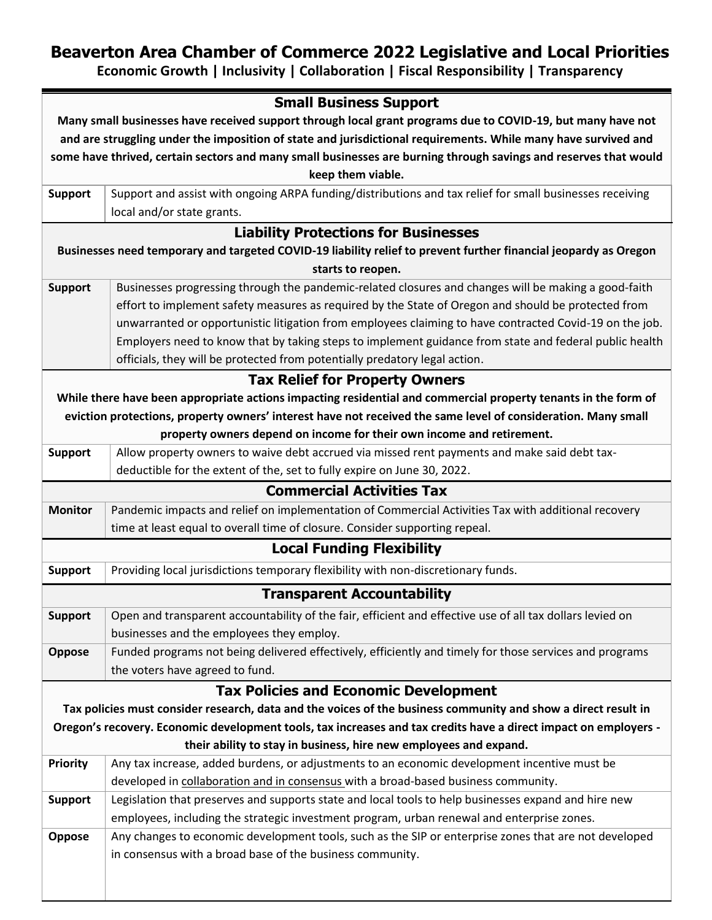# Beaverton Area Chamber of Commerce 2022 Legislative and Local Priorities

**Economic Growth | Inclusivity | Collaboration | Fiscal Responsibility | Transparency**

## Small Business Support

**Many small businesses have received support through local grant programs due to COVID-19, but many have not and are struggling under the imposition of state and jurisdictional requirements. While many have survived and some have thrived, certain sectors and many small businesses are burning through savings and reserves that would keep them viable.**

| | |
|---|---|
| **Support** | Support and assist with ongoing ARPA funding/distributions and tax relief for small businesses receiving local and/or state grants. |

## Liability Protections for Businesses

**Businesses need temporary and targeted COVID-19 liability relief to prevent further financial jeopardy as Oregon starts to reopen.**

| | |
|---|---|
| **Support** | Businesses progressing through the pandemic-related closures and changes will be making a good-faith effort to implement safety measures as required by the State of Oregon and should be protected from unwarranted or opportunistic litigation from employees claiming to have contracted Covid-19 on the job. Employers need to know that by taking steps to implement guidance from state and federal public health officials, they will be protected from potentially predatory legal action. |

## Tax Relief for Property Owners

**While there have been appropriate actions impacting residential and commercial property tenants in the form of eviction protections, property owners' interest have not received the same level of consideration. Many small property owners depend on income for their own income and retirement.**

| | |
|---|---|
| **Support** | Allow property owners to waive debt accrued via missed rent payments and make said debt tax-deductible for the extent of the, set to fully expire on June 30, 2022. |

## Commercial Activities Tax

| | |
|---|---|
| **Monitor** | Pandemic impacts and relief on implementation of Commercial Activities Tax with additional recovery time at least equal to overall time of closure. Consider supporting repeal. |

## Local Funding Flexibility

| | |
|---|---|
| **Support** | Providing local jurisdictions temporary flexibility with non-discretionary funds. |

## Transparent Accountability

| | |
|---|---|
| **Support** | Open and transparent accountability of the fair, efficient and effective use of all tax dollars levied on businesses and the employees they employ. |
| **Oppose** | Funded programs not being delivered effectively, efficiently and timely for those services and programs the voters have agreed to fund. |

## Tax Policies and Economic Development

**Tax policies must consider research, data and the voices of the business community and show a direct result in Oregon's recovery. Economic development tools, tax increases and tax credits have a direct impact on employers - their ability to stay in business, hire new employees and expand.**

| | |
|---|---|
| **Priority** | Any tax increase, added burdens, or adjustments to an economic development incentive must be developed in collaboration and in consensus with a broad-based business community. |
| **Support** | Legislation that preserves and supports state and local tools to help businesses expand and hire new employees, including the strategic investment program, urban renewal and enterprise zones. |
| **Oppose** | Any changes to economic development tools, such as the SIP or enterprise zones that are not developed in consensus with a broad base of the business community. |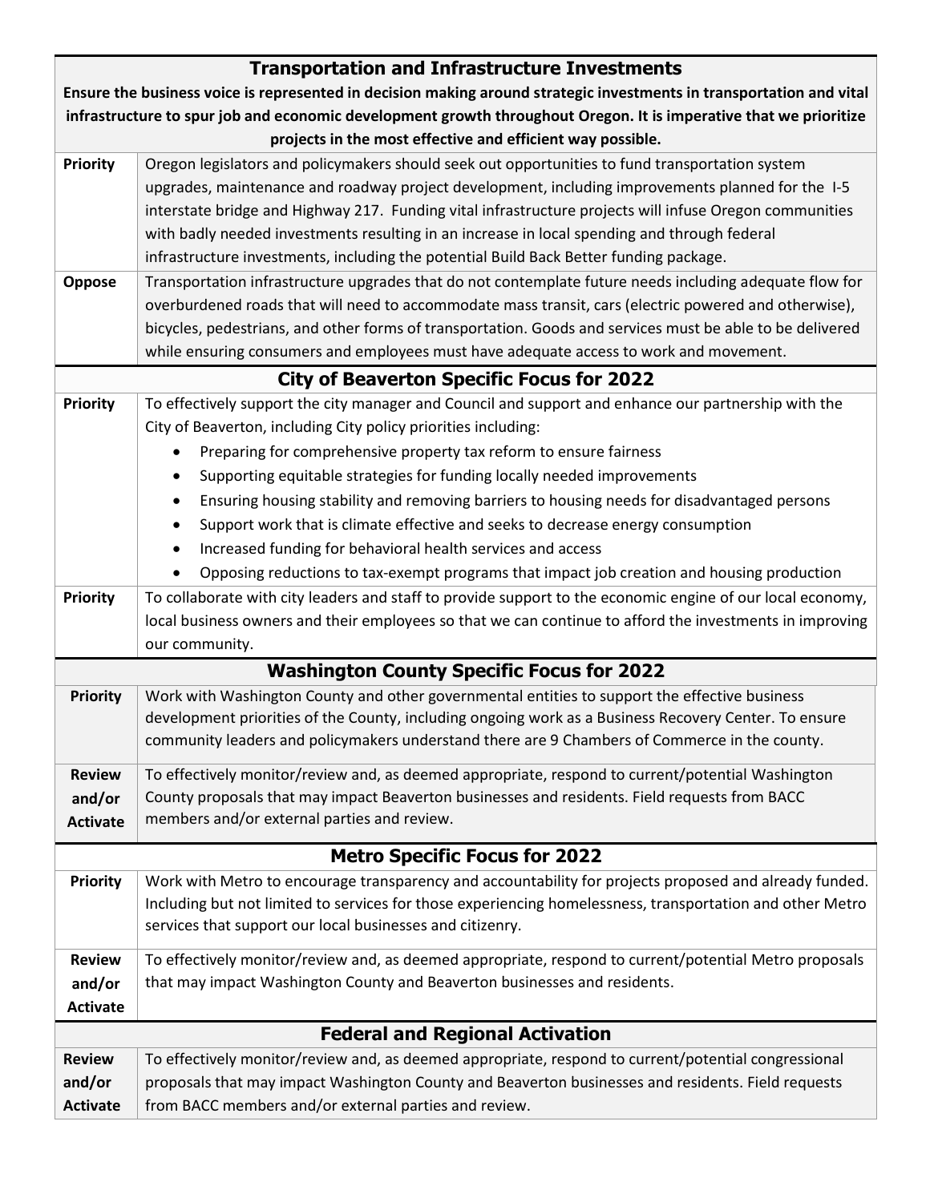| | |
|---|---|
| **Transportation and Infrastructure Investments** | |
| **Ensure the business voice is represented in decision making around strategic investments in transportation and vital infrastructure to spur job and economic development growth throughout Oregon. It is imperative that we prioritize projects in the most effective and efficient way possible.** | |
| **Priority** | Oregon legislators and policymakers should seek out opportunities to fund transportation system upgrades, maintenance and roadway project development, including improvements planned for the I-5 interstate bridge and Highway 217. Funding vital infrastructure projects will infuse Oregon communities with badly needed investments resulting in an increase in local spending and through federal infrastructure investments, including the potential Build Back Better funding package. |
| **Oppose** | Transportation infrastructure upgrades that do not contemplate future needs including adequate flow for overburdened roads that will need to accommodate mass transit, cars (electric powered and otherwise), bicycles, pedestrians, and other forms of transportation. Goods and services must be able to be delivered while ensuring consumers and employees must have adequate access to work and movement. |
| **City of Beaverton Specific Focus for 2022** | |
| **Priority** | To effectively support the city manager and Council and support and enhance our partnership with the City of Beaverton, including City policy priorities including:<br>• Preparing for comprehensive property tax reform to ensure fairness<br>• Supporting equitable strategies for funding locally needed improvements<br>• Ensuring housing stability and removing barriers to housing needs for disadvantaged persons<br>• Support work that is climate effective and seeks to decrease energy consumption<br>• Increased funding for behavioral health services and access<br>• Opposing reductions to tax-exempt programs that impact job creation and housing production |
| **Priority** | To collaborate with city leaders and staff to provide support to the economic engine of our local economy, local business owners and their employees so that we can continue to afford the investments in improving our community. |
| **Washington County Specific Focus for 2022** | |
| **Priority** | Work with Washington County and other governmental entities to support the effective business development priorities of the County, including ongoing work as a Business Recovery Center. To ensure community leaders and policymakers understand there are 9 Chambers of Commerce in the county. |
| **Review and/or Activate** | To effectively monitor/review and, as deemed appropriate, respond to current/potential Washington County proposals that may impact Beaverton businesses and residents. Field requests from BACC members and/or external parties and review. |
| **Metro Specific Focus for 2022** | |
| **Priority** | Work with Metro to encourage transparency and accountability for projects proposed and already funded. Including but not limited to services for those experiencing homelessness, transportation and other Metro services that support our local businesses and citizenry. |
| **Review and/or Activate** | To effectively monitor/review and, as deemed appropriate, respond to current/potential Metro proposals that may impact Washington County and Beaverton businesses and residents. |
| **Federal and Regional Activation** | |
| **Review and/or Activate** | To effectively monitor/review and, as deemed appropriate, respond to current/potential congressional proposals that may impact Washington County and Beaverton businesses and residents. Field requests from BACC members and/or external parties and review. |